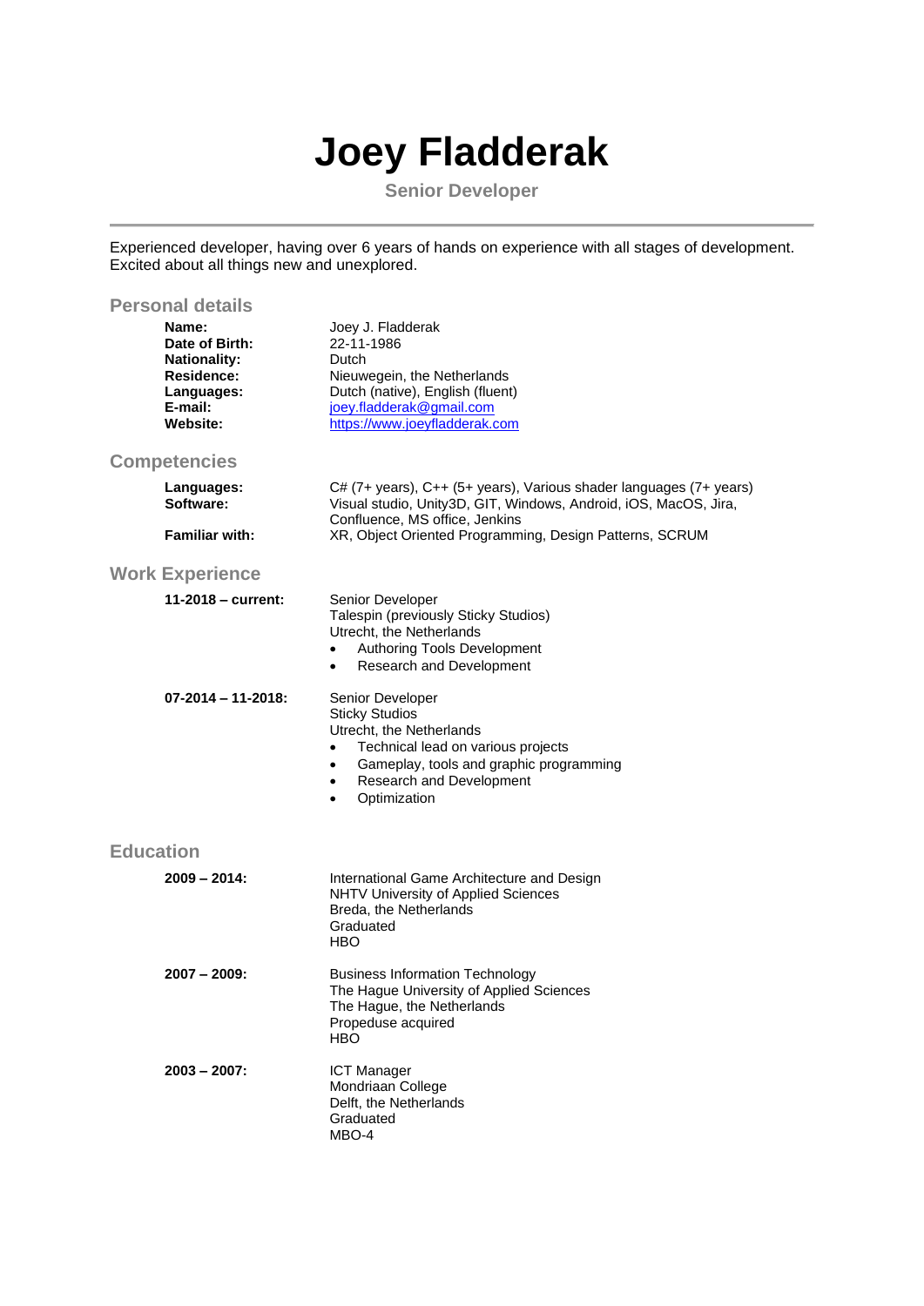# Joey Fladderak

**Senior Developer**

---

Experienced developer, having over 6 years of hands on experience with all stages of development. Excited about all things new and unexplored.

## Personal details

**Name:** Joey J. Fladderak
**Date of Birth:** 22-11-1986
**Nationality:** Dutch
**Residence:** Nieuwegein, the Netherlands
**Languages:** Dutch (native), English (fluent)
**E-mail:** joey.fladderak@gmail.com
**Website:** https://www.joeyfladderak.com

## Competencies

**Languages:** C# (7+ years), C++ (5+ years), Various shader languages (7+ years)
**Software:** Visual studio, Unity3D, GIT, Windows, Android, iOS, MacOS, Jira, Confluence, MS office, Jenkins
**Familiar with:** XR, Object Oriented Programming, Design Patterns, SCRUM

## Work Experience

**11-2018 – current:**
Senior Developer
Talespin (previously Sticky Studios)
Utrecht, the Netherlands

- Authoring Tools Development
- Research and Development

**07-2014 – 11-2018:**
Senior Developer
Sticky Studios
Utrecht, the Netherlands

- Technical lead on various projects
- Gameplay, tools and graphic programming
- Research and Development
- Optimization

## Education

**2009 – 2014:**
International Game Architecture and Design
NHTV University of Applied Sciences
Breda, the Netherlands
Graduated
HBO

**2007 – 2009:**
Business Information Technology
The Hague University of Applied Sciences
The Hague, the Netherlands
Propeduse acquired
HBO

**2003 – 2007:**
ICT Manager
Mondriaan College
Delft, the Netherlands
Graduated
MBO-4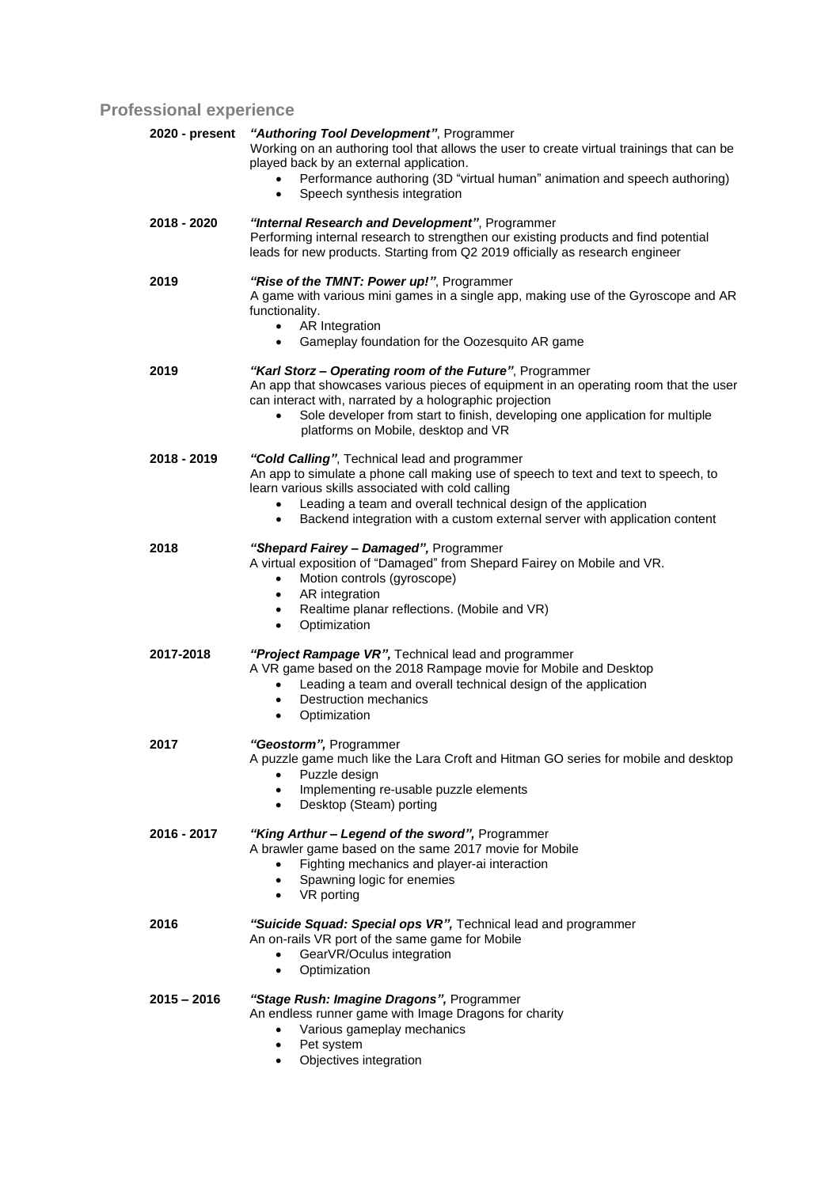## Professional experience

**2020 - present** ***"Authoring Tool Development"***, Programmer
Working on an authoring tool that allows the user to create virtual trainings that can be played back by an external application.

- Performance authoring (3D "virtual human" animation and speech authoring)
- Speech synthesis integration

**2018 - 2020** ***"Internal Research and Development"***, Programmer
Performing internal research to strengthen our existing products and find potential leads for new products. Starting from Q2 2019 officially as research engineer

**2019** ***"Rise of the TMNT: Power up!"***, Programmer
A game with various mini games in a single app, making use of the Gyroscope and AR functionality.

- AR Integration
- Gameplay foundation for the Oozesquito AR game

**2019** ***"Karl Storz – Operating room of the Future"***, Programmer
An app that showcases various pieces of equipment in an operating room that the user can interact with, narrated by a holographic projection

- Sole developer from start to finish, developing one application for multiple platforms on Mobile, desktop and VR

**2018 - 2019** ***"Cold Calling"***, Technical lead and programmer
An app to simulate a phone call making use of speech to text and text to speech, to learn various skills associated with cold calling

- Leading a team and overall technical design of the application
- Backend integration with a custom external server with application content

**2018** ***"Shepard Fairey – Damaged",*** Programmer
A virtual exposition of "Damaged" from Shepard Fairey on Mobile and VR.

- Motion controls (gyroscope)
- AR integration
- Realtime planar reflections. (Mobile and VR)
- Optimization

**2017-2018** ***"Project Rampage VR",*** Technical lead and programmer
A VR game based on the 2018 Rampage movie for Mobile and Desktop

- Leading a team and overall technical design of the application
- Destruction mechanics
- Optimization

**2017** ***"Geostorm",*** Programmer
A puzzle game much like the Lara Croft and Hitman GO series for mobile and desktop

- Puzzle design
- Implementing re-usable puzzle elements
- Desktop (Steam) porting

**2016 - 2017** ***"King Arthur – Legend of the sword",*** Programmer
A brawler game based on the same 2017 movie for Mobile

- Fighting mechanics and player-ai interaction
- Spawning logic for enemies
- VR porting

**2016** ***"Suicide Squad: Special ops VR",*** Technical lead and programmer
An on-rails VR port of the same game for Mobile

- GearVR/Oculus integration
- Optimization

**2015 – 2016** ***"Stage Rush: Imagine Dragons",*** Programmer
An endless runner game with Image Dragons for charity

- Various gameplay mechanics
- Pet system
- Objectives integration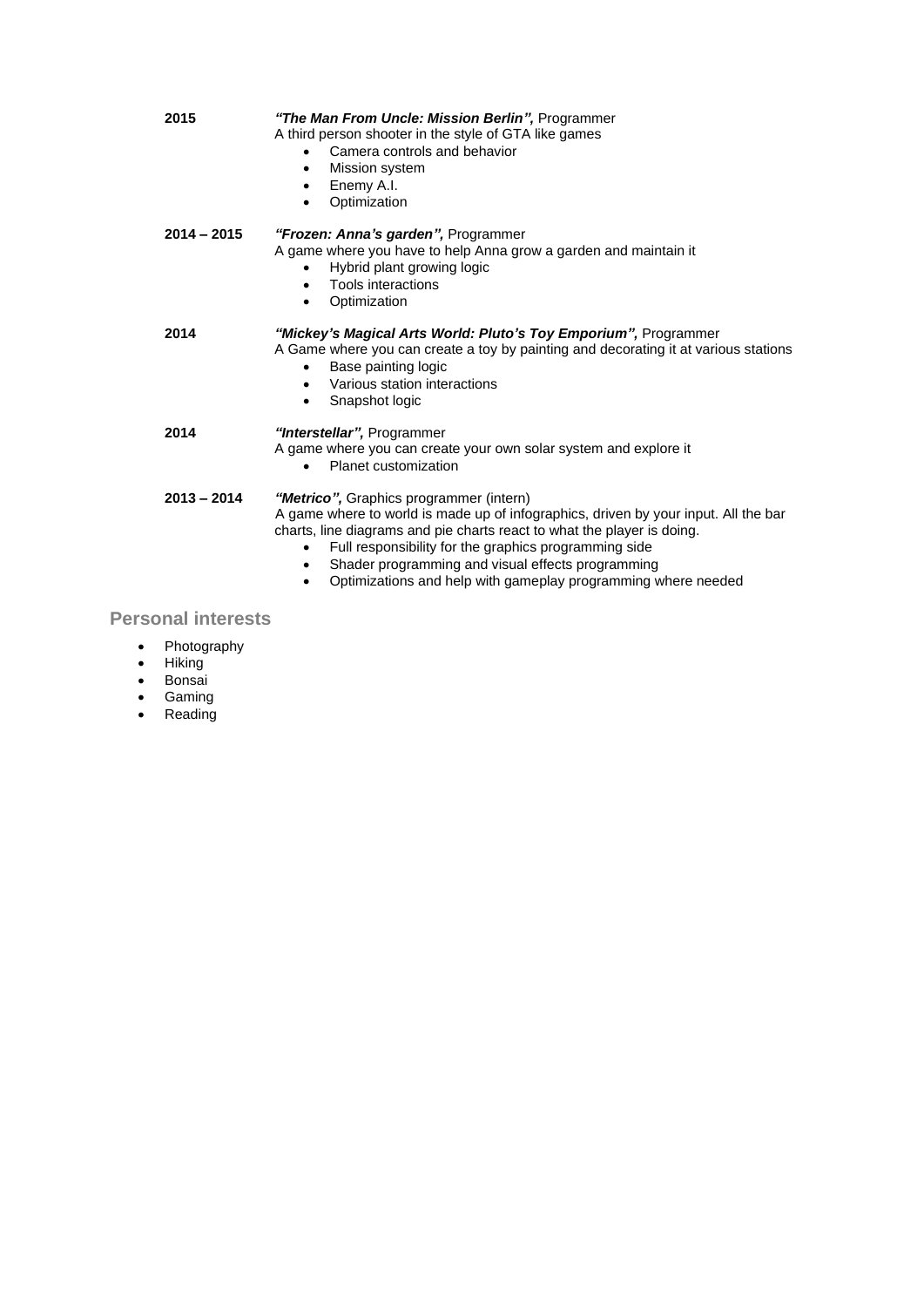**2015** ***"The Man From Uncle: Mission Berlin",*** Programmer
A third person shooter in the style of GTA like games

- Camera controls and behavior
- Mission system
- Enemy A.I.
- Optimization

**2014 – 2015** ***"Frozen: Anna's garden",*** Programmer
A game where you have to help Anna grow a garden and maintain it

- Hybrid plant growing logic
- Tools interactions
- Optimization

**2014** ***"Mickey's Magical Arts World: Pluto's Toy Emporium",*** Programmer
A Game where you can create a toy by painting and decorating it at various stations

- Base painting logic
- Various station interactions
- Snapshot logic

**2014** ***"Interstellar",*** Programmer
A game where you can create your own solar system and explore it

- Planet customization

**2013 – 2014** ***"Metrico",*** Graphics programmer (intern)
A game where to world is made up of infographics, driven by your input. All the bar charts, line diagrams and pie charts react to what the player is doing.

- Full responsibility for the graphics programming side
- Shader programming and visual effects programming
- Optimizations and help with gameplay programming where needed

## Personal interests

- Photography
- Hiking
- Bonsai
- Gaming
- Reading